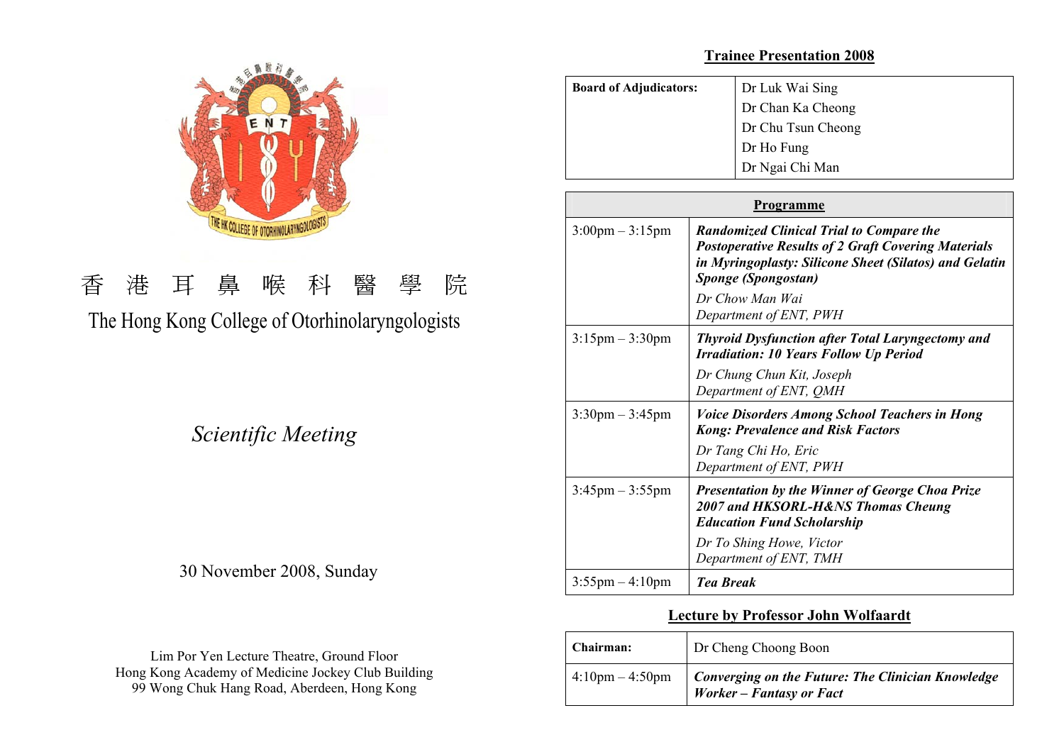香 港 耳 鼻 喉 科 醫 學 院

# The Hong Kong College of Otorhinolaryngologists

*Scientific Meeting*

30 November 2008, Sunday

Lim Por Yen Lecture Theatre, Ground Floor
Hong Kong Academy of Medicine Jockey Club Building
99 Wong Chuk Hang Road, Aberdeen, Hong Kong

## Trainee Presentation 2008

| **Board of Adjudicators:** | Dr Luk Wai Sing<br>Dr Chan Ka Cheong<br>Dr Chu Tsun Cheong<br>Dr Ho Fung<br>Dr Ngai Chi Man |
|---|---|

| **Programme** | |
|---|---|
| 3:00pm – 3:15pm | ***Randomized Clinical Trial to Compare the Postoperative Results of 2 Graft Covering Materials in Myringoplasty: Silicone Sheet (Silatos) and Gelatin Sponge (Spongostan)***<br>*Dr Chow Man Wai*<br>*Department of ENT, PWH* |
| 3:15pm – 3:30pm | ***Thyroid Dysfunction after Total Laryngectomy and Irradiation: 10 Years Follow Up Period***<br>*Dr Chung Chun Kit, Joseph*<br>*Department of ENT, QMH* |
| 3:30pm – 3:45pm | ***Voice Disorders Among School Teachers in Hong Kong: Prevalence and Risk Factors***<br>*Dr Tang Chi Ho, Eric*<br>*Department of ENT, PWH* |
| 3:45pm – 3:55pm | ***Presentation by the Winner of George Choa Prize 2007 and HKSORL-H&NS Thomas Cheung Education Fund Scholarship***<br>*Dr To Shing Howe, Victor*<br>*Department of ENT, TMH* |
| 3:55pm – 4:10pm | ***Tea Break*** |

## Lecture by Professor John Wolfaardt

| **Chairman:** | Dr Cheng Choong Boon |
|---|---|
| 4:10pm – 4:50pm | ***Converging on the Future: The Clinician Knowledge Worker – Fantasy or Fact*** |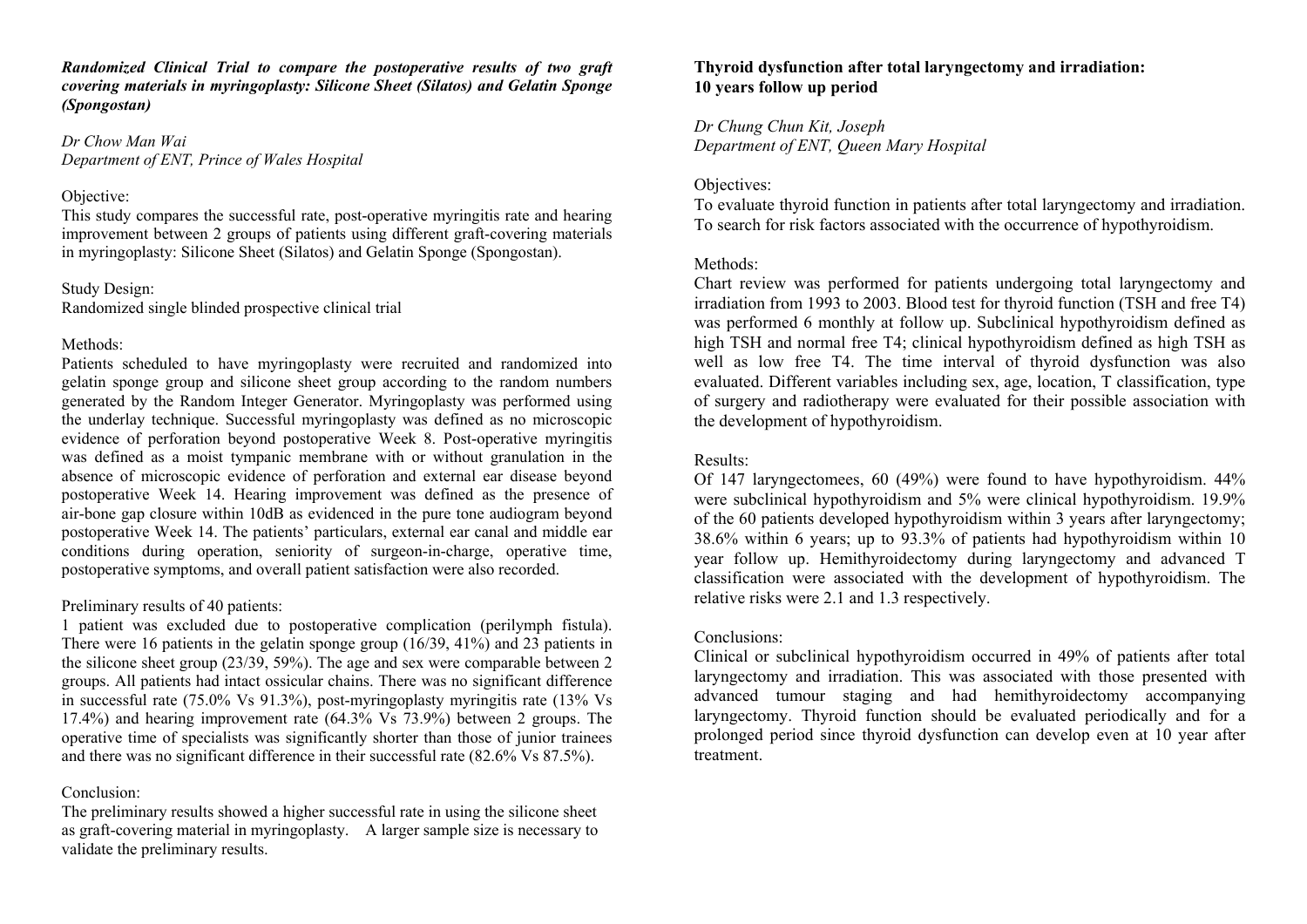***Randomized Clinical Trial to compare the postoperative results of two graft covering materials in myringoplasty: Silicone Sheet (Silatos) and Gelatin Sponge (Spongostan)***

*Dr Chow Man Wai*
*Department of ENT, Prince of Wales Hospital*

Objective:
This study compares the successful rate, post-operative myringitis rate and hearing improvement between 2 groups of patients using different graft-covering materials in myringoplasty: Silicone Sheet (Silatos) and Gelatin Sponge (Spongostan).

Study Design:
Randomized single blinded prospective clinical trial

Methods:
Patients scheduled to have myringoplasty were recruited and randomized into gelatin sponge group and silicone sheet group according to the random numbers generated by the Random Integer Generator. Myringoplasty was performed using the underlay technique. Successful myringoplasty was defined as no microscopic evidence of perforation beyond postoperative Week 8. Post-operative myringitis was defined as a moist tympanic membrane with or without granulation in the absence of microscopic evidence of perforation and external ear disease beyond postoperative Week 14. Hearing improvement was defined as the presence of air-bone gap closure within 10dB as evidenced in the pure tone audiogram beyond postoperative Week 14. The patients' particulars, external ear canal and middle ear conditions during operation, seniority of surgeon-in-charge, operative time, postoperative symptoms, and overall patient satisfaction were also recorded.

Preliminary results of 40 patients:
1 patient was excluded due to postoperative complication (perilymph fistula). There were 16 patients in the gelatin sponge group (16/39, 41%) and 23 patients in the silicone sheet group (23/39, 59%). The age and sex were comparable between 2 groups. All patients had intact ossicular chains. There was no significant difference in successful rate (75.0% Vs 91.3%), post-myringoplasty myringitis rate (13% Vs 17.4%) and hearing improvement rate (64.3% Vs 73.9%) between 2 groups. The operative time of specialists was significantly shorter than those of junior trainees and there was no significant difference in their successful rate (82.6% Vs 87.5%).

Conclusion:
The preliminary results showed a higher successful rate in using the silicone sheet as graft-covering material in myringoplasty. A larger sample size is necessary to validate the preliminary results.

**Thyroid dysfunction after total laryngectomy and irradiation: 10 years follow up period**

*Dr Chung Chun Kit, Joseph*
*Department of ENT, Queen Mary Hospital*

Objectives:
To evaluate thyroid function in patients after total laryngectomy and irradiation. To search for risk factors associated with the occurrence of hypothyroidism.

Methods:
Chart review was performed for patients undergoing total laryngectomy and irradiation from 1993 to 2003. Blood test for thyroid function (TSH and free T4) was performed 6 monthly at follow up. Subclinical hypothyroidism defined as high TSH and normal free T4; clinical hypothyroidism defined as high TSH as well as low free T4. The time interval of thyroid dysfunction was also evaluated. Different variables including sex, age, location, T classification, type of surgery and radiotherapy were evaluated for their possible association with the development of hypothyroidism.

Results:
Of 147 laryngectomees, 60 (49%) were found to have hypothyroidism. 44% were subclinical hypothyroidism and 5% were clinical hypothyroidism. 19.9% of the 60 patients developed hypothyroidism within 3 years after laryngectomy; 38.6% within 6 years; up to 93.3% of patients had hypothyroidism within 10 year follow up. Hemithyroidectomy during laryngectomy and advanced T classification were associated with the development of hypothyroidism. The relative risks were 2.1 and 1.3 respectively.

Conclusions:
Clinical or subclinical hypothyroidism occurred in 49% of patients after total laryngectomy and irradiation. This was associated with those presented with advanced tumour staging and had hemithyroidectomy accompanying laryngectomy. Thyroid function should be evaluated periodically and for a prolonged period since thyroid dysfunction can develop even at 10 year after treatment.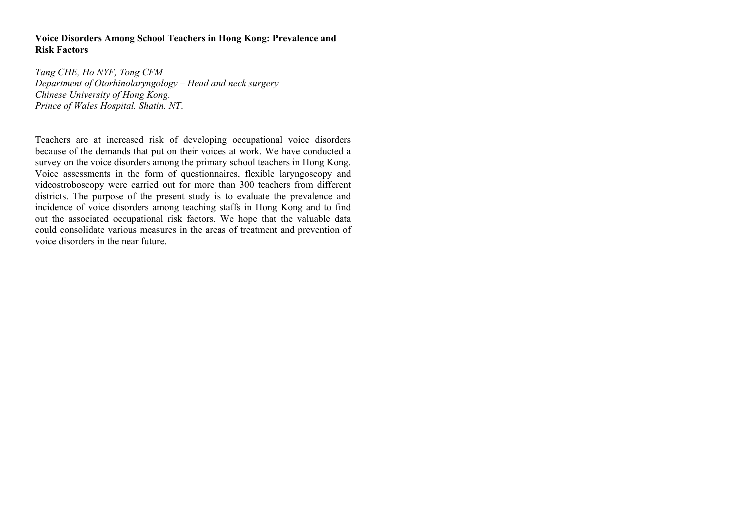**Voice Disorders Among School Teachers in Hong Kong: Prevalence and Risk Factors**

*Tang CHE, Ho NYF, Tong CFM*
*Department of Otorhinolaryngology – Head and neck surgery*
*Chinese University of Hong Kong.*
*Prince of Wales Hospital. Shatin. NT.*

Teachers are at increased risk of developing occupational voice disorders because of the demands that put on their voices at work. We have conducted a survey on the voice disorders among the primary school teachers in Hong Kong. Voice assessments in the form of questionnaires, flexible laryngoscopy and videostroboscopy were carried out for more than 300 teachers from different districts. The purpose of the present study is to evaluate the prevalence and incidence of voice disorders among teaching staffs in Hong Kong and to find out the associated occupational risk factors. We hope that the valuable data could consolidate various measures in the areas of treatment and prevention of voice disorders in the near future.